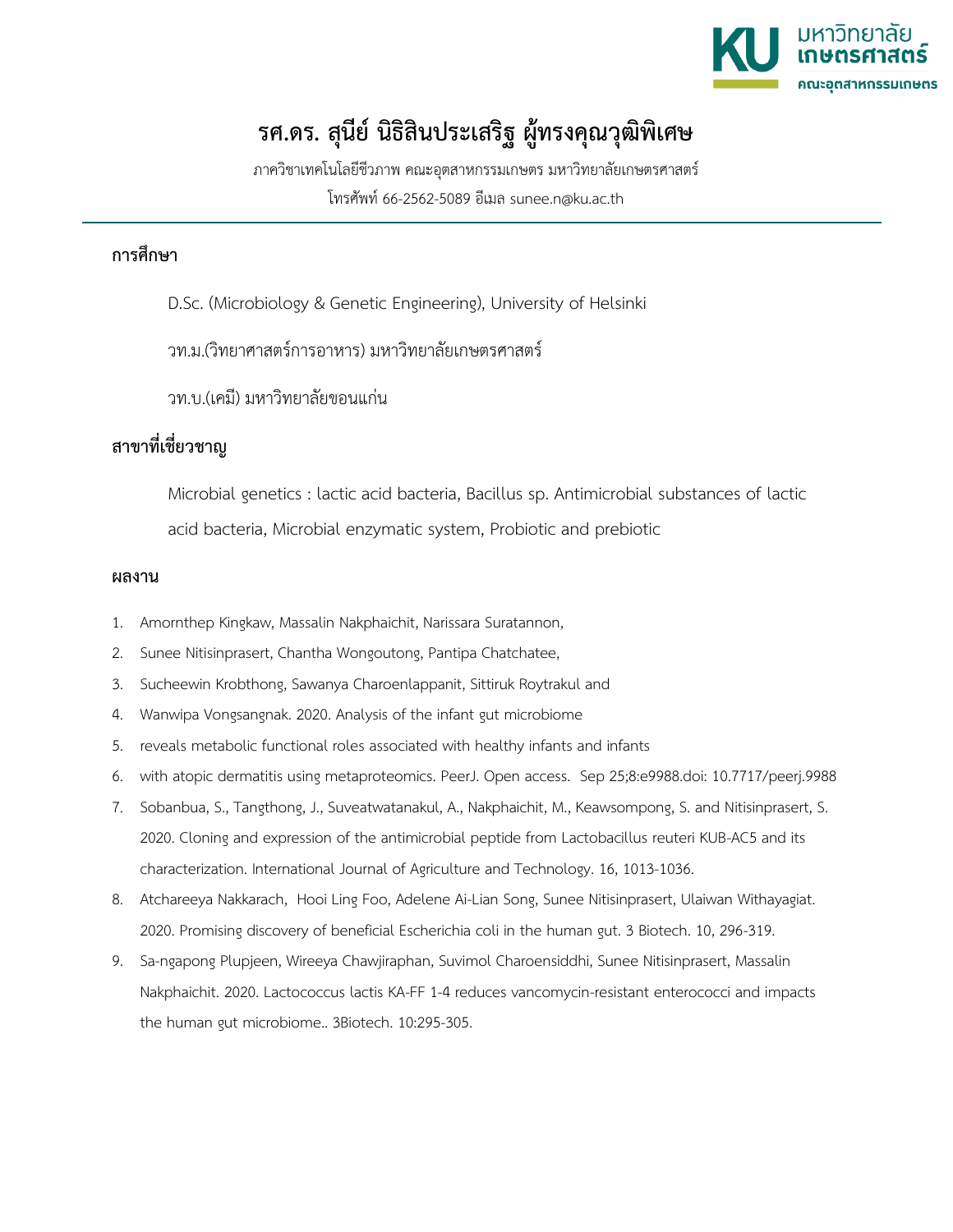มหาวิทยาลัยเกษตรศาสตร์
คณะอุตสาหกรรมเกษตร

# รศ.ดร. สุนีย์ นิธิสินประเสริฐ ผู้ทรงคุณวุฒิพิเศษ

ภาควิชาเทคโนโลยีชีวภาพ คณะอุตสาหกรรมเกษตร มหาวิทยาลัยเกษตรศาสตร์

โทรศัพท์ 66-2562-5089 อีเมล sunee.n@ku.ac.th

## การศึกษา

D.Sc. (Microbiology & Genetic Engineering), University of Helsinki

วท.ม.(วิทยาศาสตร์การอาหาร) มหาวิทยาลัยเกษตรศาสตร์

วท.บ.(เคมี) มหาวิทยาลัยขอนแก่น

## สาขาที่เชี่ยวชาญ

Microbial genetics : lactic acid bacteria, Bacillus sp. Antimicrobial substances of lactic acid bacteria, Microbial enzymatic system, Probiotic and prebiotic

## ผลงาน

1. Amornthep Kingkaw, Massalin Nakphaichit, Narissara Suratannon,
2. Sunee Nitisinprasert, Chantha Wongoutong, Pantipa Chatchatee,
3. Sucheewin Krobthong, Sawanya Charoenlappanit, Sittiruk Roytrakul and
4. Wanwipa Vongsangnak. 2020. Analysis of the infant gut microbiome
5. reveals metabolic functional roles associated with healthy infants and infants
6. with atopic dermatitis using metaproteomics. PeerJ. Open access. Sep 25;8:e9988.doi: 10.7717/peerj.9988
7. Sobanbua, S., Tangthong, J., Suveatwatanakul, A., Nakphaichit, M., Keawsompong, S. and Nitisinprasert, S. 2020. Cloning and expression of the antimicrobial peptide from Lactobacillus reuteri KUB-AC5 and its characterization. International Journal of Agriculture and Technology. 16, 1013-1036.
8. Atchareeya Nakkarach, Hooi Ling Foo, Adelene Ai-Lian Song, Sunee Nitisinprasert, Ulaiwan Withayagiat. 2020. Promising discovery of beneficial Escherichia coli in the human gut. 3 Biotech. 10, 296-319.
9. Sa-ngapong Plupjeen, Wireeya Chawjiraphan, Suvimol Charoensiddhi, Sunee Nitisinprasert, Massalin Nakphaichit. 2020. Lactococcus lactis KA-FF 1-4 reduces vancomycin-resistant enterococci and impacts the human gut microbiome.. 3Biotech. 10:295-305.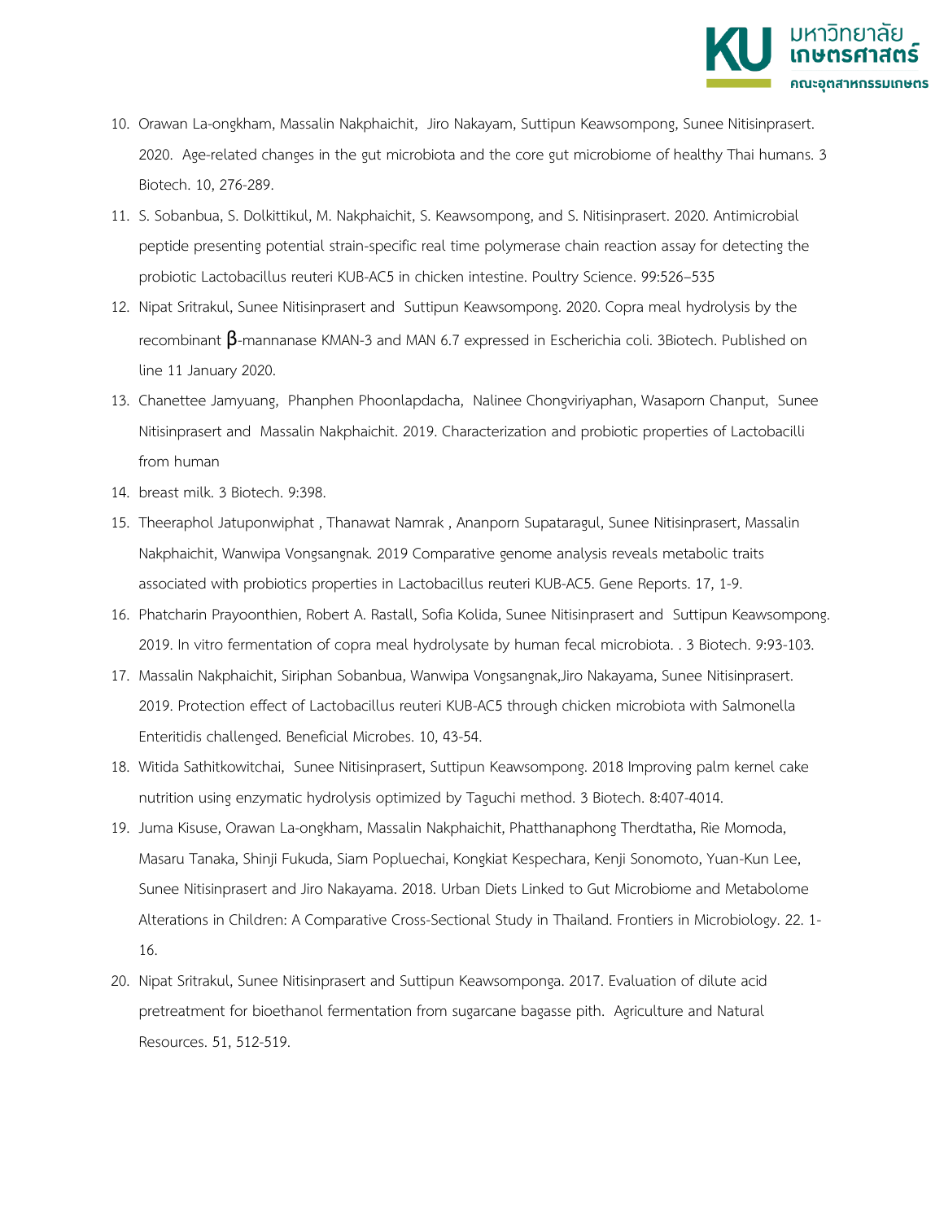10. Orawan La-ongkham, Massalin Nakphaichit, Jiro Nakayam, Suttipun Keawsompong, Sunee Nitisinprasert. 2020. Age-related changes in the gut microbiota and the core gut microbiome of healthy Thai humans. 3 Biotech. 10, 276-289.
11. S. Sobanbua, S. Dolkittikul, M. Nakphaichit, S. Keawsompong, and S. Nitisinprasert. 2020. Antimicrobial peptide presenting potential strain-specific real time polymerase chain reaction assay for detecting the probiotic Lactobacillus reuteri KUB-AC5 in chicken intestine. Poultry Science. 99:526–535
12. Nipat Sritrakul, Sunee Nitisinprasert and Suttipun Keawsompong. 2020. Copra meal hydrolysis by the recombinant β-mannanase KMAN-3 and MAN 6.7 expressed in Escherichia coli. 3Biotech. Published on line 11 January 2020.
13. Chanettee Jamyuang, Phanphen Phoonlapdacha, Nalinee Chongviriyaphan, Wasaporn Chanput, Sunee Nitisinprasert and Massalin Nakphaichit. 2019. Characterization and probiotic properties of Lactobacilli from human
14. breast milk. 3 Biotech. 9:398.
15. Theeraphol Jatuponwiphat , Thanawat Namrak , Ananporn Supataragul, Sunee Nitisinprasert, Massalin Nakphaichit, Wanwipa Vongsangnak. 2019 Comparative genome analysis reveals metabolic traits associated with probiotics properties in Lactobacillus reuteri KUB-AC5. Gene Reports. 17, 1-9.
16. Phatcharin Prayoonthien, Robert A. Rastall, Sofia Kolida, Sunee Nitisinprasert and Suttipun Keawsompong. 2019. In vitro fermentation of copra meal hydrolysate by human fecal microbiota. . 3 Biotech. 9:93-103.
17. Massalin Nakphaichit, Siriphan Sobanbua, Wanwipa Vongsangnak,Jiro Nakayama, Sunee Nitisinprasert. 2019. Protection effect of Lactobacillus reuteri KUB-AC5 through chicken microbiota with Salmonella Enteritidis challenged. Beneficial Microbes. 10, 43-54.
18. Witida Sathitkowitchai, Sunee Nitisinprasert, Suttipun Keawsompong. 2018 Improving palm kernel cake nutrition using enzymatic hydrolysis optimized by Taguchi method. 3 Biotech. 8:407-4014.
19. Juma Kisuse, Orawan La-ongkham, Massalin Nakphaichit, Phatthanaphong Therdtatha, Rie Momoda, Masaru Tanaka, Shinji Fukuda, Siam Popluechai, Kongkiat Kespechara, Kenji Sonomoto, Yuan-Kun Lee, Sunee Nitisinprasert and Jiro Nakayama. 2018. Urban Diets Linked to Gut Microbiome and Metabolome Alterations in Children: A Comparative Cross-Sectional Study in Thailand. Frontiers in Microbiology. 22. 1-16.
20. Nipat Sritrakul, Sunee Nitisinprasert and Suttipun Keawsomponga. 2017. Evaluation of dilute acid pretreatment for bioethanol fermentation from sugarcane bagasse pith. Agriculture and Natural Resources. 51, 512-519.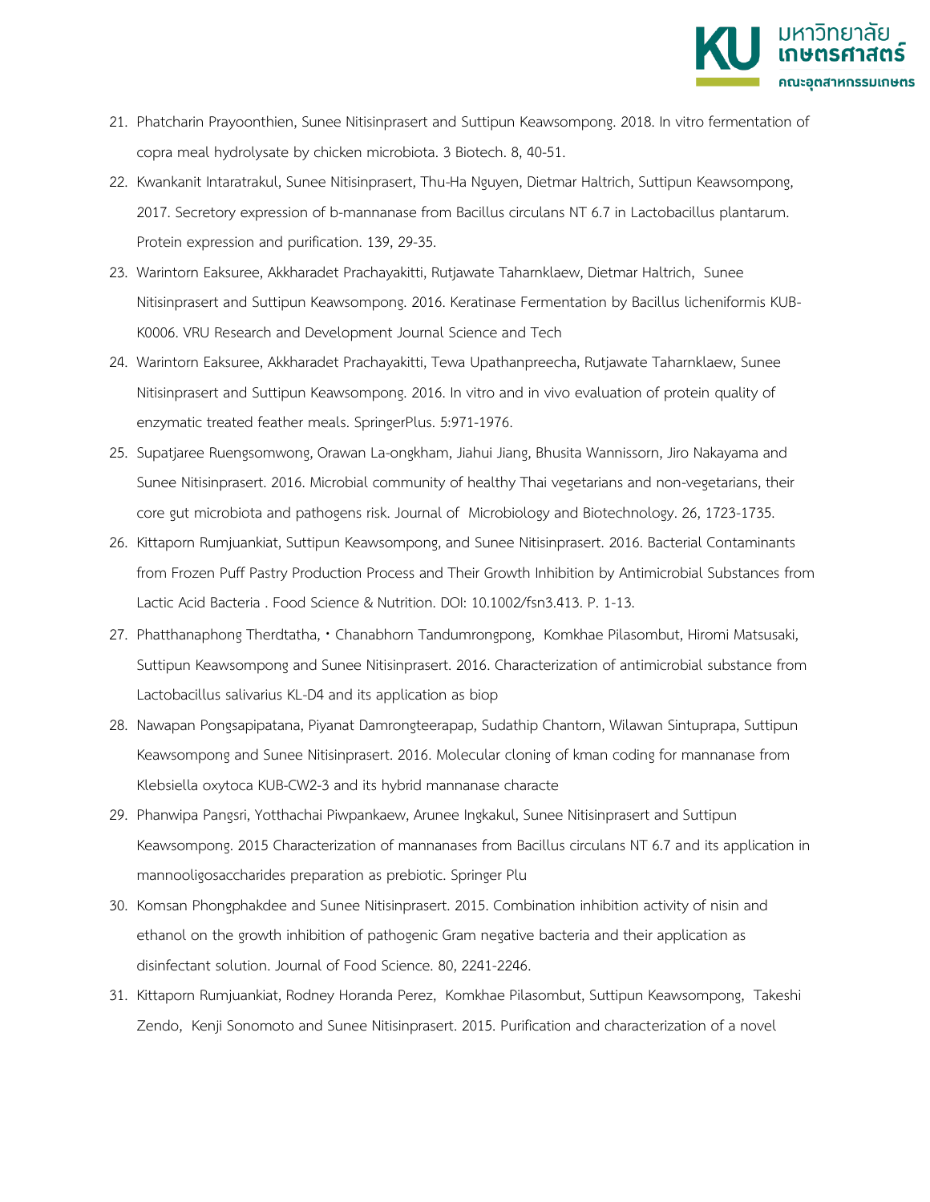21. Phatcharin Prayoonthien, Sunee Nitisinprasert and Suttipun Keawsompong. 2018. In vitro fermentation of copra meal hydrolysate by chicken microbiota. 3 Biotech. 8, 40-51.
22. Kwankanit Intaratrakul, Sunee Nitisinprasert, Thu-Ha Nguyen, Dietmar Haltrich, Suttipun Keawsompong, 2017. Secretory expression of b-mannanase from Bacillus circulans NT 6.7 in Lactobacillus plantarum. Protein expression and purification. 139, 29-35.
23. Warintorn Eaksuree, Akkharadet Prachayakitti, Rutjawate Taharnklaew, Dietmar Haltrich, Sunee Nitisinprasert and Suttipun Keawsompong. 2016. Keratinase Fermentation by Bacillus licheniformis KUB-K0006. VRU Research and Development Journal Science and Tech
24. Warintorn Eaksuree, Akkharadet Prachayakitti, Tewa Upathanpreecha, Rutjawate Taharnklaew, Sunee Nitisinprasert and Suttipun Keawsompong. 2016. In vitro and in vivo evaluation of protein quality of enzymatic treated feather meals. SpringerPlus. 5:971-1976.
25. Supatjaree Ruengsomwong, Orawan La-ongkham, Jiahui Jiang, Bhusita Wannissorn, Jiro Nakayama and Sunee Nitisinprasert. 2016. Microbial community of healthy Thai vegetarians and non-vegetarians, their core gut microbiota and pathogens risk. Journal of Microbiology and Biotechnology. 26, 1723-1735.
26. Kittaporn Rumjuankiat, Suttipun Keawsompong, and Sunee Nitisinprasert. 2016. Bacterial Contaminants from Frozen Puff Pastry Production Process and Their Growth Inhibition by Antimicrobial Substances from Lactic Acid Bacteria . Food Science & Nutrition. DOI: 10.1002/fsn3.413. P. 1-13.
27. Phatthanaphong Therdtatha, • Chanabhorn Tandumrongpong, Komkhae Pilasombut, Hiromi Matsusaki, Suttipun Keawsompong and Sunee Nitisinprasert. 2016. Characterization of antimicrobial substance from Lactobacillus salivarius KL-D4 and its application as biop
28. Nawapan Pongsapipatana, Piyanat Damrongteerapap, Sudathip Chantorn, Wilawan Sintuprapa, Suttipun Keawsompong and Sunee Nitisinprasert. 2016. Molecular cloning of kman coding for mannanase from Klebsiella oxytoca KUB-CW2-3 and its hybrid mannanase characte
29. Phanwipa Pangsri, Yotthachai Piwpankaew, Arunee Ingkakul, Sunee Nitisinprasert and Suttipun Keawsompong. 2015 Characterization of mannanases from Bacillus circulans NT 6.7 and its application in mannooligosaccharides preparation as prebiotic. Springer Plu
30. Komsan Phongphakdee and Sunee Nitisinprasert. 2015. Combination inhibition activity of nisin and ethanol on the growth inhibition of pathogenic Gram negative bacteria and their application as disinfectant solution. Journal of Food Science. 80, 2241-2246.
31. Kittaporn Rumjuankiat, Rodney Horanda Perez, Komkhae Pilasombut, Suttipun Keawsompong, Takeshi Zendo, Kenji Sonomoto and Sunee Nitisinprasert. 2015. Purification and characterization of a novel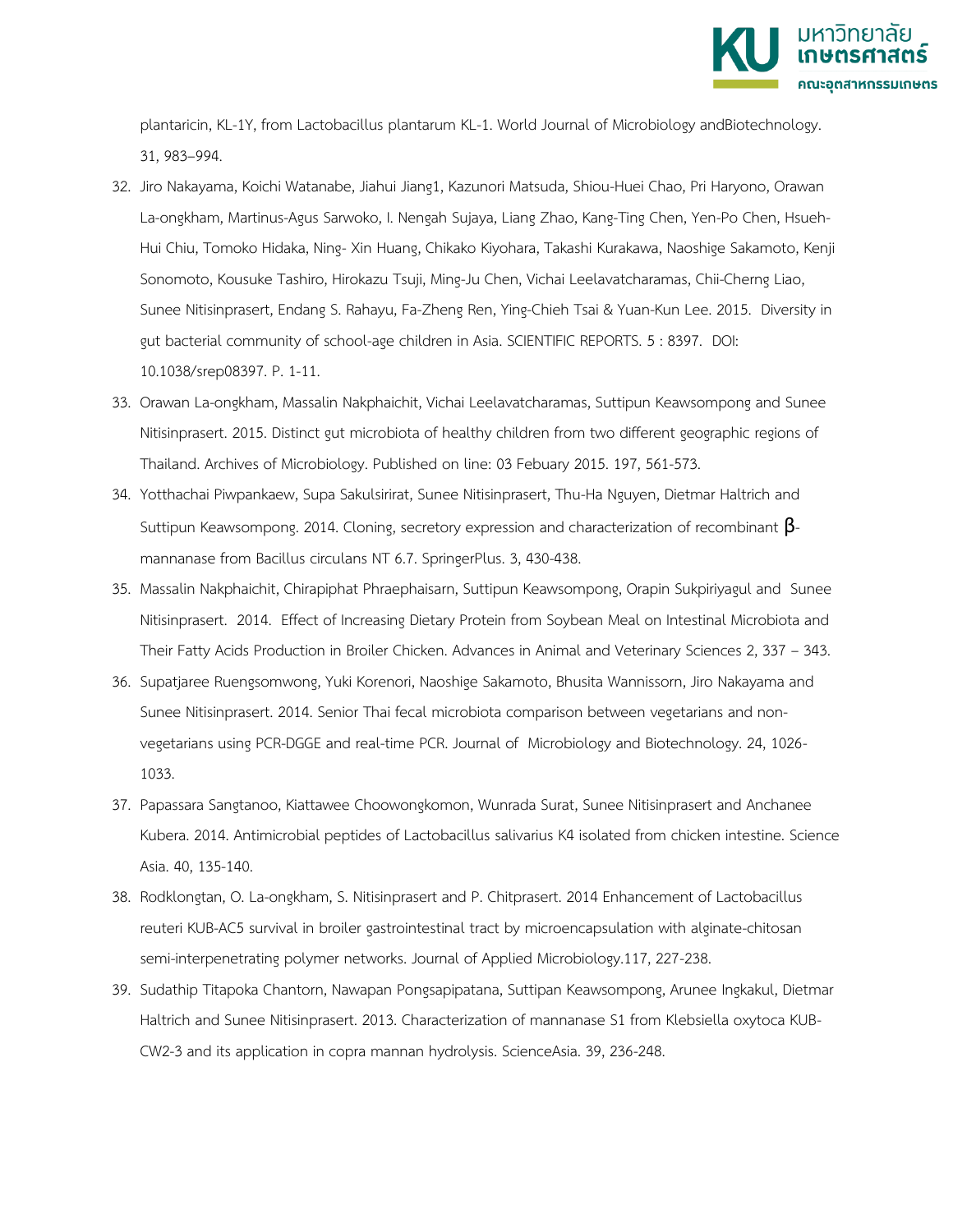plantaricin, KL-1Y, from Lactobacillus plantarum KL-1. World Journal of Microbiology andBiotechnology. 31, 983–994.

32. Jiro Nakayama, Koichi Watanabe, Jiahui Jiang1, Kazunori Matsuda, Shiou-Huei Chao, Pri Haryono, Orawan La-ongkham, Martinus-Agus Sarwoko, I. Nengah Sujaya, Liang Zhao, Kang-Ting Chen, Yen-Po Chen, Hsueh-Hui Chiu, Tomoko Hidaka, Ning- Xin Huang, Chikako Kiyohara, Takashi Kurakawa, Naoshige Sakamoto, Kenji Sonomoto, Kousuke Tashiro, Hirokazu Tsuji, Ming-Ju Chen, Vichai Leelavatcharamas, Chii-Cherng Liao, Sunee Nitisinprasert, Endang S. Rahayu, Fa-Zheng Ren, Ying-Chieh Tsai & Yuan-Kun Lee. 2015. Diversity in gut bacterial community of school-age children in Asia. SCIENTIFIC REPORTS. 5 : 8397. DOI: 10.1038/srep08397. P. 1-11.
33. Orawan La-ongkham, Massalin Nakphaichit, Vichai Leelavatcharamas, Suttipun Keawsompong and Sunee Nitisinprasert. 2015. Distinct gut microbiota of healthy children from two different geographic regions of Thailand. Archives of Microbiology. Published on line: 03 Febuary 2015. 197, 561-573.
34. Yotthachai Piwpankaew, Supa Sakulsirirat, Sunee Nitisinprasert, Thu-Ha Nguyen, Dietmar Haltrich and Suttipun Keawsompong. 2014. Cloning, secretory expression and characterization of recombinant β-mannanase from Bacillus circulans NT 6.7. SpringerPlus. 3, 430-438.
35. Massalin Nakphaichit, Chirapiphat Phraephaisarn, Suttipun Keawsompong, Orapin Sukpiriyagul and Sunee Nitisinprasert. 2014. Effect of Increasing Dietary Protein from Soybean Meal on Intestinal Microbiota and Their Fatty Acids Production in Broiler Chicken. Advances in Animal and Veterinary Sciences 2, 337 – 343.
36. Supatjaree Ruengsomwong, Yuki Korenori, Naoshige Sakamoto, Bhusita Wannissorn, Jiro Nakayama and Sunee Nitisinprasert. 2014. Senior Thai fecal microbiota comparison between vegetarians and non-vegetarians using PCR-DGGE and real-time PCR. Journal of Microbiology and Biotechnology. 24, 1026-1033.
37. Papassara Sangtanoo, Kiattawee Choowongkomon, Wunrada Surat, Sunee Nitisinprasert and Anchanee Kubera. 2014. Antimicrobial peptides of Lactobacillus salivarius K4 isolated from chicken intestine. Science Asia. 40, 135-140.
38. Rodklongtan, O. La-ongkham, S. Nitisinprasert and P. Chitprasert. 2014 Enhancement of Lactobacillus reuteri KUB-AC5 survival in broiler gastrointestinal tract by microencapsulation with alginate-chitosan semi-interpenetrating polymer networks. Journal of Applied Microbiology.117, 227-238.
39. Sudathip Titapoka Chantorn, Nawapan Pongsapipatana, Suttipan Keawsompong, Arunee Ingkakul, Dietmar Haltrich and Sunee Nitisinprasert. 2013. Characterization of mannanase S1 from Klebsiella oxytoca KUB-CW2-3 and its application in copra mannan hydrolysis. ScienceAsia. 39, 236-248.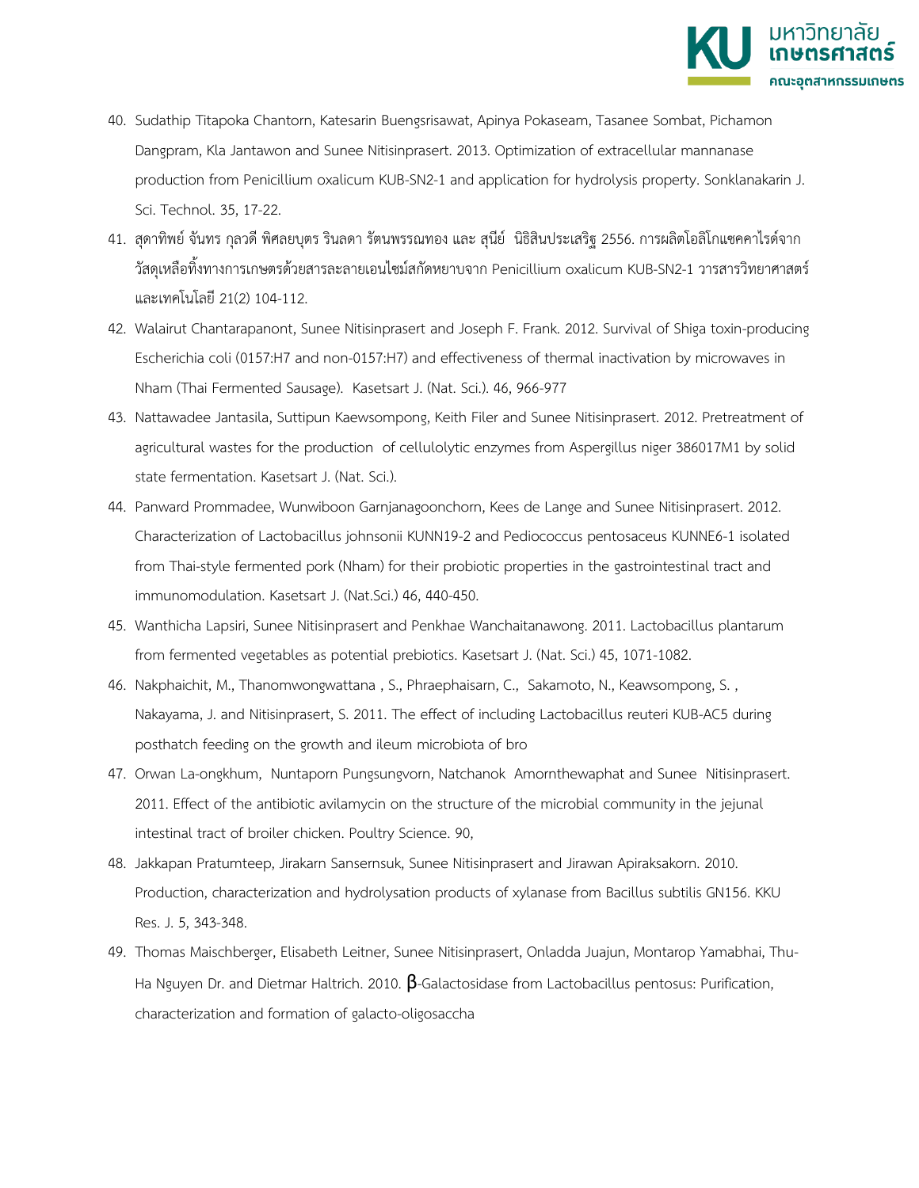40. Sudathip Titapoka Chantorn, Katesarin Buengsrisawat, Apinya Pokaseam, Tasanee Sombat, Pichamon Dangpram, Kla Jantawon and Sunee Nitisinprasert. 2013. Optimization of extracellular mannanase production from Penicillium oxalicum KUB-SN2-1 and application for hydrolysis property. Sonklanakarin J. Sci. Technol. 35, 17-22.
41. สุดาทิพย์ จันทร กุลวดี พิศลยบุตร รินลดา รัตนพรรณทอง และ สุนีย์ นิธิสินประเสริฐ 2556. การผลิตโอลิโกแซคคาไรด์จากวัสดุเหลือทิ้งทางการเกษตรด้วยสารละลายเอนไซม์สกัดหยาบจาก Penicillium oxalicum KUB-SN2-1 วารสารวิทยาศาสตร์และเทคโนโลยี 21(2) 104-112.
42. Walairut Chantarapanont, Sunee Nitisinprasert and Joseph F. Frank. 2012. Survival of Shiga toxin-producing Escherichia coli (0157:H7 and non-0157:H7) and effectiveness of thermal inactivation by microwaves in Nham (Thai Fermented Sausage). Kasetsart J. (Nat. Sci.). 46, 966-977
43. Nattawadee Jantasila, Suttipun Kaewsompong, Keith Filer and Sunee Nitisinprasert. 2012. Pretreatment of agricultural wastes for the production of cellulolytic enzymes from Aspergillus niger 386017M1 by solid state fermentation. Kasetsart J. (Nat. Sci.).
44. Panward Prommadee, Wunwiboon Garnjanagoonchorn, Kees de Lange and Sunee Nitisinprasert. 2012. Characterization of Lactobacillus johnsonii KUNN19-2 and Pediococcus pentosaceus KUNNE6-1 isolated from Thai-style fermented pork (Nham) for their probiotic properties in the gastrointestinal tract and immunomodulation. Kasetsart J. (Nat.Sci.) 46, 440-450.
45. Wanthicha Lapsiri, Sunee Nitisinprasert and Penkhae Wanchaitanawong. 2011. Lactobacillus plantarum from fermented vegetables as potential prebiotics. Kasetsart J. (Nat. Sci.) 45, 1071-1082.
46. Nakphaichit, M., Thanomwongwattana , S., Phraephaisarn, C., Sakamoto, N., Keawsompong, S. , Nakayama, J. and Nitisinprasert, S. 2011. The effect of including Lactobacillus reuteri KUB-AC5 during posthatch feeding on the growth and ileum microbiota of bro
47. Orwan La-ongkhum, Nuntaporn Pungsungvorn, Natchanok Amornthewaphat and Sunee Nitisinprasert. 2011. Effect of the antibiotic avilamycin on the structure of the microbial community in the jejunal intestinal tract of broiler chicken. Poultry Science. 90,
48. Jakkapan Pratumteep, Jirakarn Sansernsuk, Sunee Nitisinprasert and Jirawan Apiraksakorn. 2010. Production, characterization and hydrolysation products of xylanase from Bacillus subtilis GN156. KKU Res. J. 5, 343-348.
49. Thomas Maischberger, Elisabeth Leitner, Sunee Nitisinprasert, Onladda Juajun, Montarop Yamabhai, Thu-Ha Nguyen Dr. and Dietmar Haltrich. 2010. β-Galactosidase from Lactobacillus pentosus: Purification, characterization and formation of galacto-oligosaccha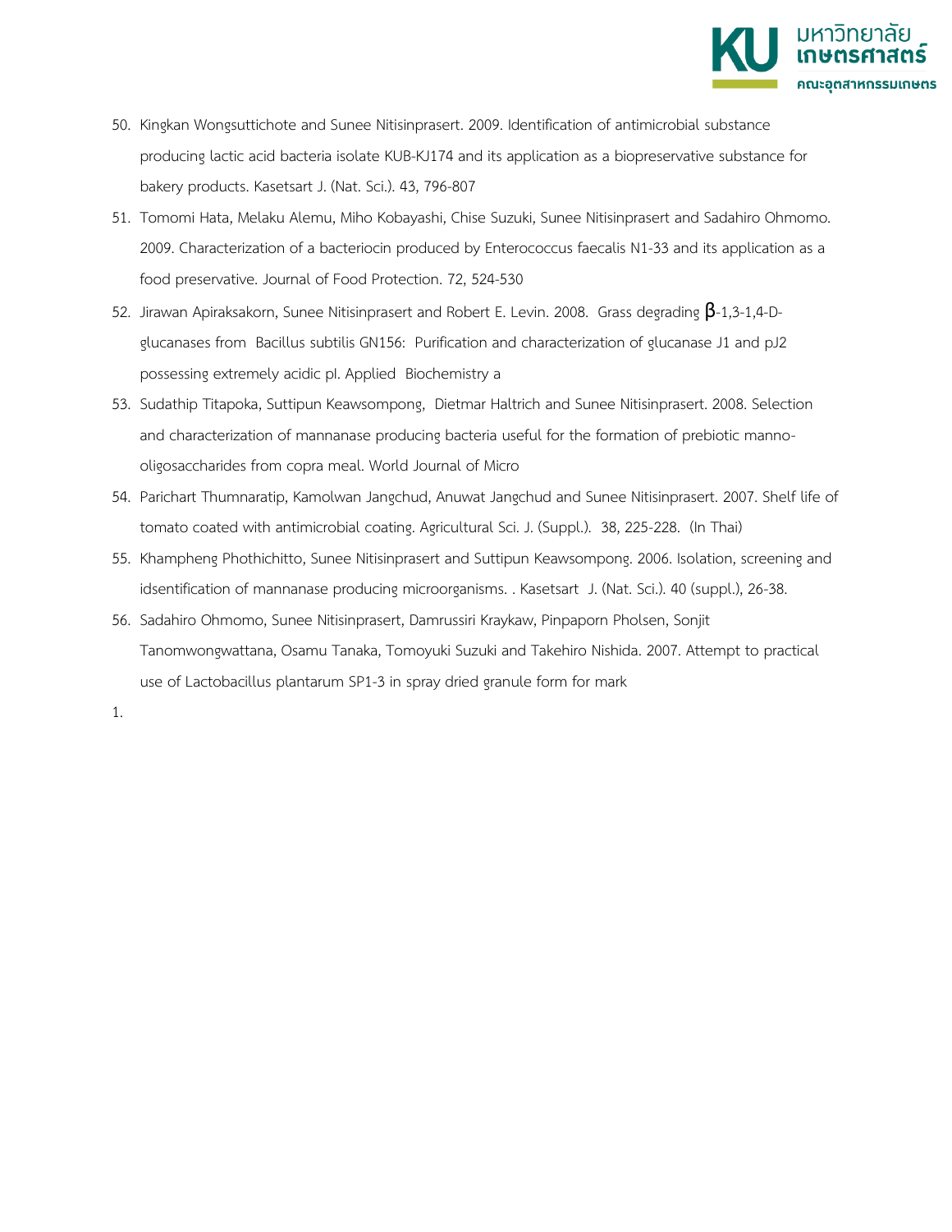50. Kingkan Wongsuttichote and Sunee Nitisinprasert. 2009. Identification of antimicrobial substance producing lactic acid bacteria isolate KUB-KJ174 and its application as a biopreservative substance for bakery products. Kasetsart J. (Nat. Sci.). 43, 796-807
51. Tomomi Hata, Melaku Alemu, Miho Kobayashi, Chise Suzuki, Sunee Nitisinprasert and Sadahiro Ohmomo. 2009. Characterization of a bacteriocin produced by Enterococcus faecalis N1-33 and its application as a food preservative. Journal of Food Protection. 72, 524-530
52. Jirawan Apiraksakorn, Sunee Nitisinprasert and Robert E. Levin. 2008. Grass degrading β-1,3-1,4-D-glucanases from Bacillus subtilis GN156: Purification and characterization of glucanase J1 and pJ2 possessing extremely acidic pI. Applied Biochemistry a
53. Sudathip Titapoka, Suttipun Keawsompong, Dietmar Haltrich and Sunee Nitisinprasert. 2008. Selection and characterization of mannanase producing bacteria useful for the formation of prebiotic manno-oligosaccharides from copra meal. World Journal of Micro
54. Parichart Thumnaratip, Kamolwan Jangchud, Anuwat Jangchud and Sunee Nitisinprasert. 2007. Shelf life of tomato coated with antimicrobial coating. Agricultural Sci. J. (Suppl.). 38, 225-228. (In Thai)
55. Khampheng Phothichitto, Sunee Nitisinprasert and Suttipun Keawsompong. 2006. Isolation, screening and idsentification of mannanase producing microorganisms. . Kasetsart J. (Nat. Sci.). 40 (suppl.), 26-38.
56. Sadahiro Ohmomo, Sunee Nitisinprasert, Damrussiri Kraykaw, Pinpaporn Pholsen, Sonjit Tanomwongwattana, Osamu Tanaka, Tomoyuki Suzuki and Takehiro Nishida. 2007. Attempt to practical use of Lactobacillus plantarum SP1-3 in spray dried granule form for mark

1.